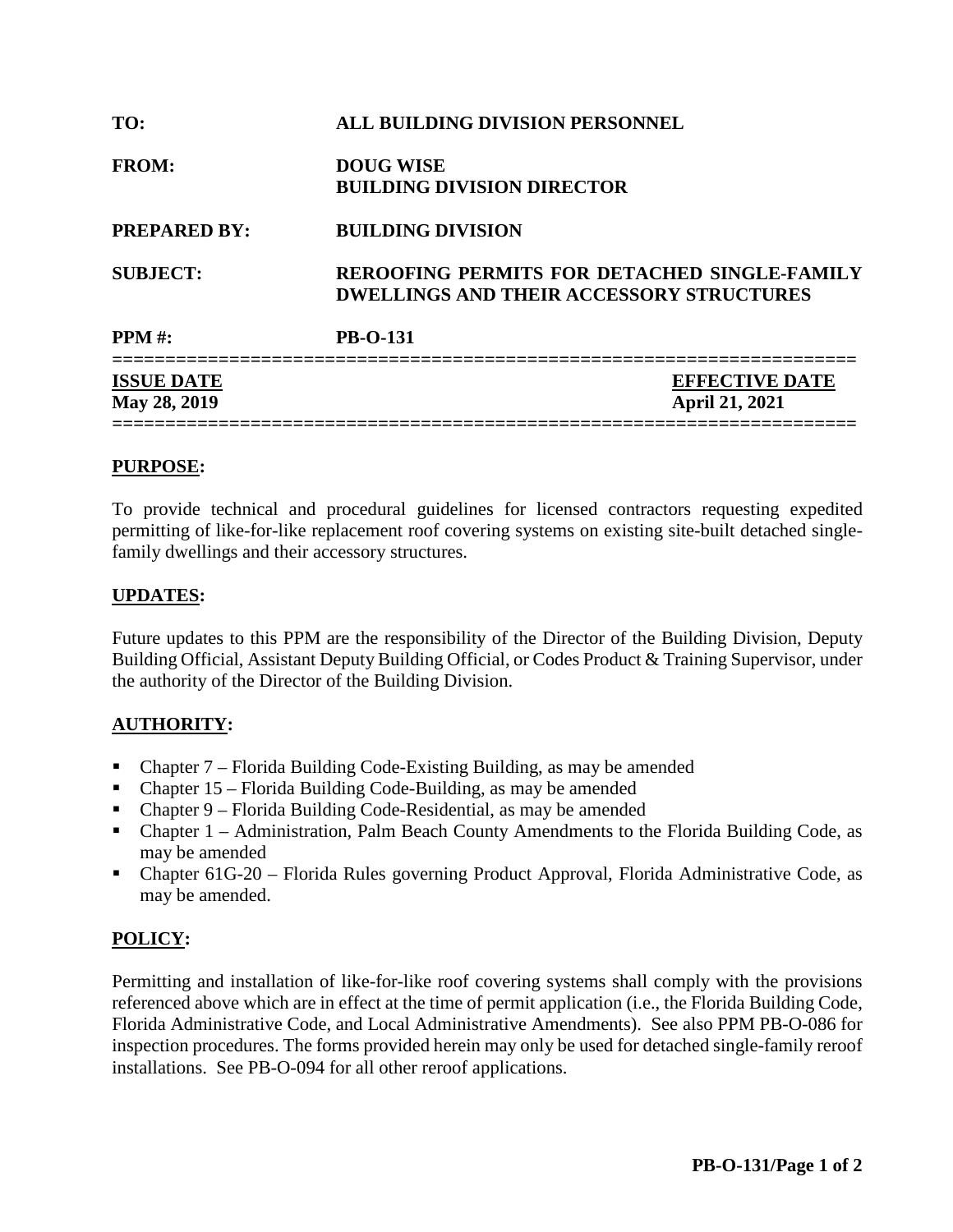**TO:** ALL BUILDING DIVISION PERSONNEL

**FROM:** DOUG WISE
BUILDING DIVISION DIRECTOR

**PREPARED BY:** BUILDING DIVISION

**SUBJECT:** REROOFING PERMITS FOR DETACHED SINGLE-FAMILY DWELLINGS AND THEIR ACCESSORY STRUCTURES

**PPM #:** PB-O-131

| **ISSUE DATE** | **EFFECTIVE DATE** |
|---|---|
| **May 28, 2019** | **April 21, 2021** |

## PURPOSE:

To provide technical and procedural guidelines for licensed contractors requesting expedited permitting of like-for-like replacement roof covering systems on existing site-built detached single-family dwellings and their accessory structures.

## UPDATES:

Future updates to this PPM are the responsibility of the Director of the Building Division, Deputy Building Official, Assistant Deputy Building Official, or Codes Product & Training Supervisor, under the authority of the Director of the Building Division.

## AUTHORITY:

- Chapter 7 – Florida Building Code-Existing Building, as may be amended
- Chapter 15 – Florida Building Code-Building, as may be amended
- Chapter 9 – Florida Building Code-Residential, as may be amended
- Chapter 1 – Administration, Palm Beach County Amendments to the Florida Building Code, as may be amended
- Chapter 61G-20 – Florida Rules governing Product Approval, Florida Administrative Code, as may be amended.

## POLICY:

Permitting and installation of like-for-like roof covering systems shall comply with the provisions referenced above which are in effect at the time of permit application (i.e., the Florida Building Code, Florida Administrative Code, and Local Administrative Amendments). See also PPM PB-O-086 for inspection procedures. The forms provided herein may only be used for detached single-family reroof installations. See PB-O-094 for all other reroof applications.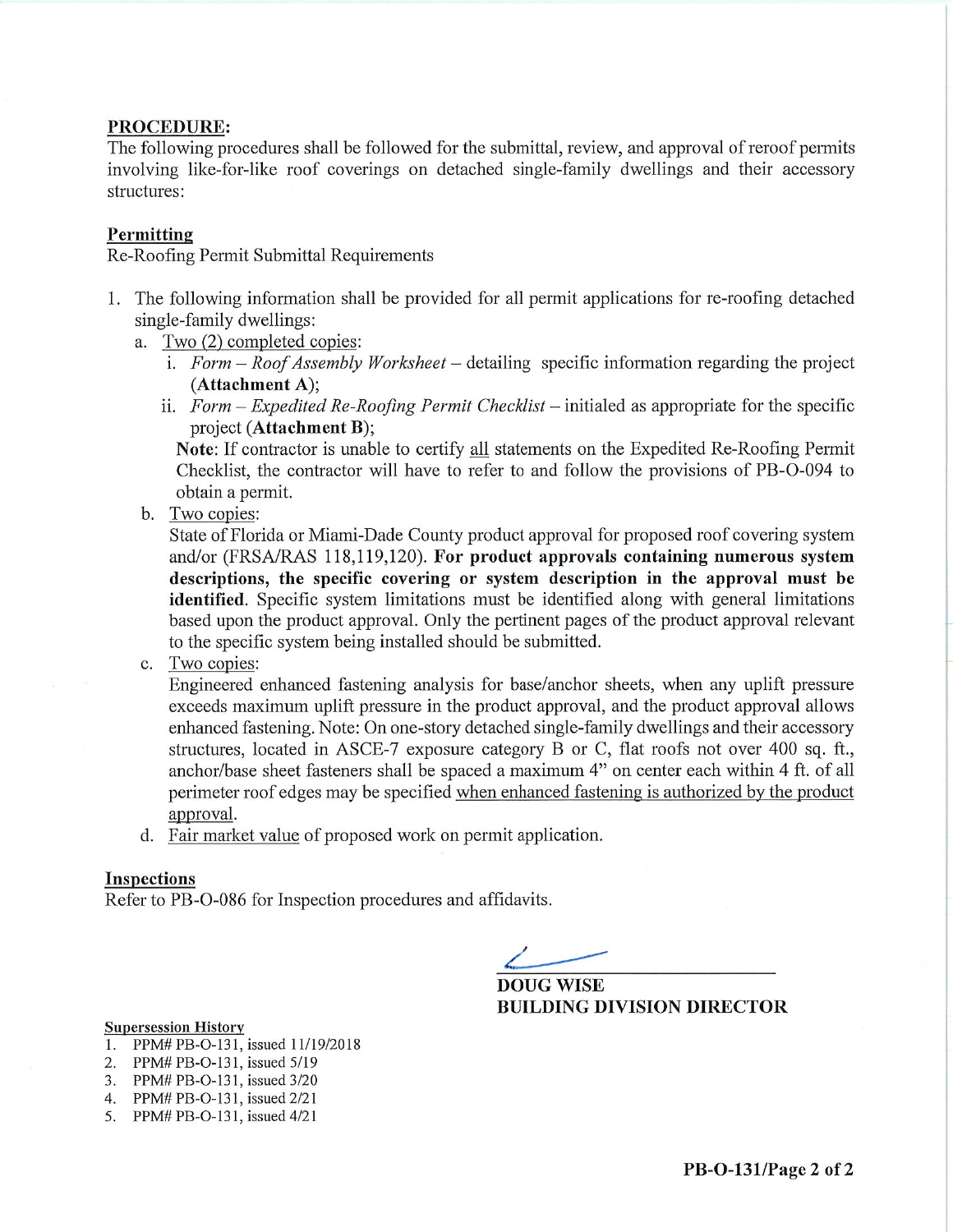## PROCEDURE:

The following procedures shall be followed for the submittal, review, and approval of reroof permits involving like-for-like roof coverings on detached single-family dwellings and their accessory structures:

### Permitting

Re-Roofing Permit Submittal Requirements

1. The following information shall be provided for all permit applications for re-roofing detached single-family dwellings:
   a. Two (2) completed copies:
      i. *Form – Roof Assembly Worksheet* – detailing specific information regarding the project (**Attachment A**);
      ii. *Form – Expedited Re-Roofing Permit Checklist* – initialed as appropriate for the specific project (**Attachment B**);

      **Note**: If contractor is unable to certify all statements on the Expedited Re-Roofing Permit Checklist, the contractor will have to refer to and follow the provisions of PB-O-094 to obtain a permit.
   b. Two copies:
      State of Florida or Miami-Dade County product approval for proposed roof covering system and/or (FRSA/RAS 118,119,120). **For product approvals containing numerous system descriptions, the specific covering or system description in the approval must be identified**. Specific system limitations must be identified along with general limitations based upon the product approval. Only the pertinent pages of the product approval relevant to the specific system being installed should be submitted.
   c. Two copies:
      Engineered enhanced fastening analysis for base/anchor sheets, when any uplift pressure exceeds maximum uplift pressure in the product approval, and the product approval allows enhanced fastening. Note: On one-story detached single-family dwellings and their accessory structures, located in ASCE-7 exposure category B or C, flat roofs not over 400 sq. ft., anchor/base sheet fasteners shall be spaced a maximum 4" on center each within 4 ft. of all perimeter roof edges may be specified when enhanced fastening is authorized by the product approval.
   d. Fair market value of proposed work on permit application.

### Inspections

Refer to PB-O-086 for Inspection procedures and affidavits.

**DOUG WISE**
**BUILDING DIVISION DIRECTOR**

**Supersession History**

1. PPM# PB-O-131, issued 11/19/2018
2. PPM# PB-O-131, issued 5/19
3. PPM# PB-O-131, issued 3/20
4. PPM# PB-O-131, issued 2/21
5. PPM# PB-O-131, issued 4/21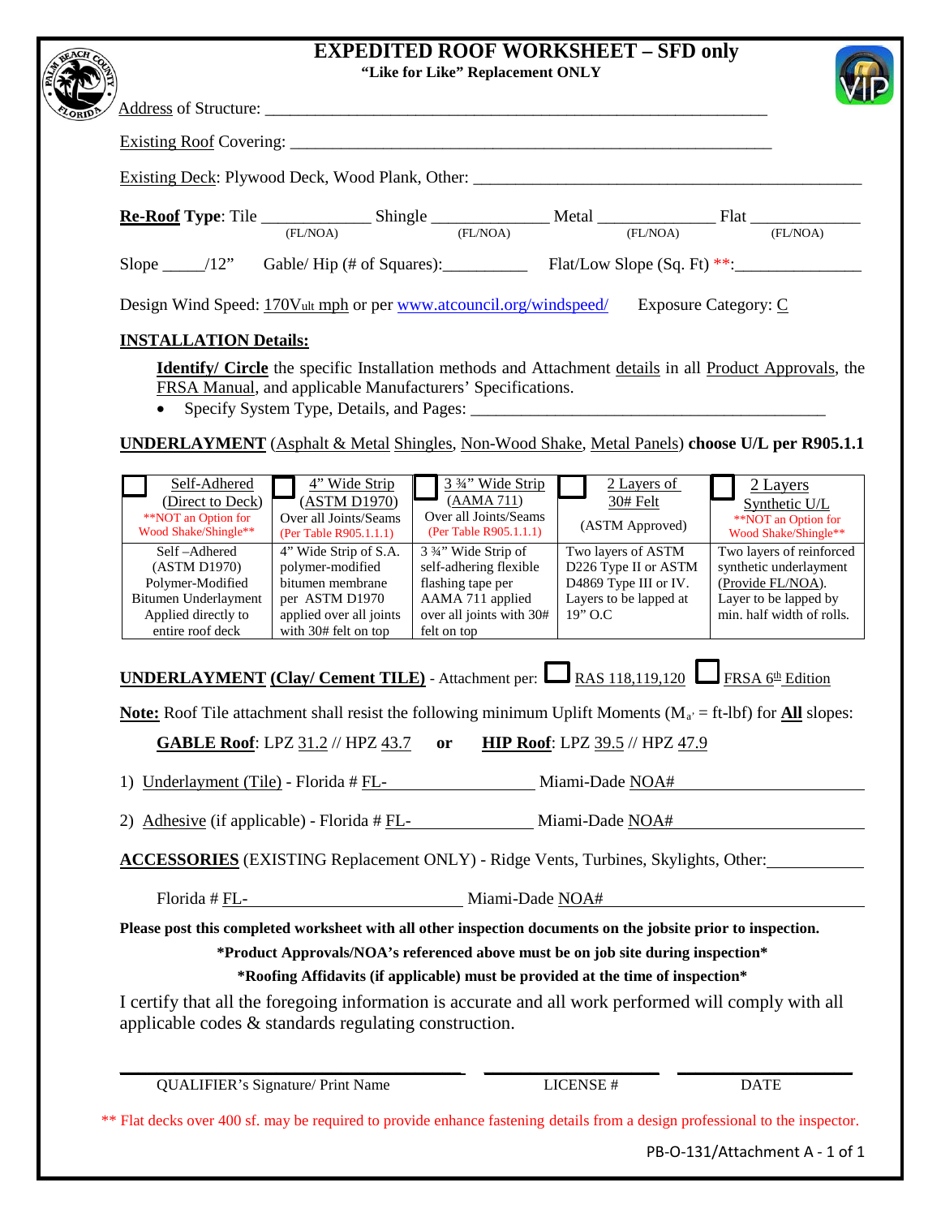# EXPEDITED ROOF WORKSHEET – SFD only

**"Like for Like" Replacement ONLY**

Address of Structure: ____________________________________________________________

Existing Roof Covering: ____________________________________________________________

Existing Deck: Plywood Deck, Wood Plank, Other: ______________________________________________

**Re-Roof Type**: Tile ____________ (FL/NOA) Shingle _____________ (FL/NOA) Metal _____________ (FL/NOA) Flat ____________ (FL/NOA)

Slope _____/12" Gable/ Hip (# of Squares):__________ Flat/Low Slope (Sq. Ft) **:_______________

Design Wind Speed: 170Vult mph or per www.atcouncil.org/windspeed/ Exposure Category: C

## INSTALLATION Details:

**Identify/ Circle** the specific Installation methods and Attachment details in all Product Approvals, the FRSA Manual, and applicable Manufacturers' Specifications.

- Specify System Type, Details, and Pages: __________________________________________

**UNDERLAYMENT** (Asphalt & Metal Shingles, Non-Wood Shake, Metal Panels) **choose U/L per R905.1.1**

| ☐ Self-Adhered (Direct to Deck) **NOT an Option for Wood Shake/Shingle** | ☐ 4" Wide Strip (ASTM D1970) Over all Joints/Seams (Per Table R905.1.1.1) | ☐ 3 ¾" Wide Strip (AAMA 711) Over all Joints/Seams (Per Table R905.1.1.1) | ☐ 2 Layers of 30# Felt (ASTM Approved) | ☐ 2 Layers Synthetic U/L **NOT an Option for Wood Shake/Shingle** |
|---|---|---|---|---|
| Self –Adhered (ASTM D1970) Polymer-Modified Bitumen Underlayment Applied directly to entire roof deck | 4" Wide Strip of S.A. polymer-modified bitumen membrane per ASTM D1970 applied over all joints with 30# felt on top | 3 ¾" Wide Strip of self-adhering flexible flashing tape per AAMA 711 applied over all joints with 30# felt on top | Two layers of ASTM D226 Type II or ASTM D4869 Type III or IV. Layers to be lapped at 19" O.C | Two layers of reinforced synthetic underlayment (Provide FL/NOA). Layer to be lapped by min. half width of rolls. |

**UNDERLAYMENT (Clay/ Cement TILE)** - Attachment per: ☐ RAS 118,119,120 ☐ FRSA 6th Edition

**Note:** Roof Tile attachment shall resist the following minimum Uplift Moments ($M_{a'}$ = ft-lbf) for **All** slopes:

**GABLE Roof**: LPZ 31.2 // HPZ 43.7 **or** **HIP Roof**: LPZ 39.5 // HPZ 47.9

1) Underlayment (Tile) - Florida # FL-__________________ Miami-Dade NOA#____________________

2) Adhesive (if applicable) - Florida # FL-________________ Miami-Dade NOA#____________________

**ACCESSORIES** (EXISTING Replacement ONLY) - Ridge Vents, Turbines, Skylights, Other:__________

Florida # FL-__________________________ Miami-Dade NOA#____________________________

**Please post this completed worksheet with all other inspection documents on the jobsite prior to inspection.**

***Product Approvals/NOA's referenced above must be on job site during inspection***

***Roofing Affidavits (if applicable) must be provided at the time of inspection***

I certify that all the foregoing information is accurate and all work performed will comply with all applicable codes & standards regulating construction.

_______________________________ _______________ _______________

QUALIFIER's Signature/ Print Name LICENSE # DATE

** Flat decks over 400 sf. may be required to provide enhance fastening details from a design professional to the inspector.

PB-O-131/Attachment A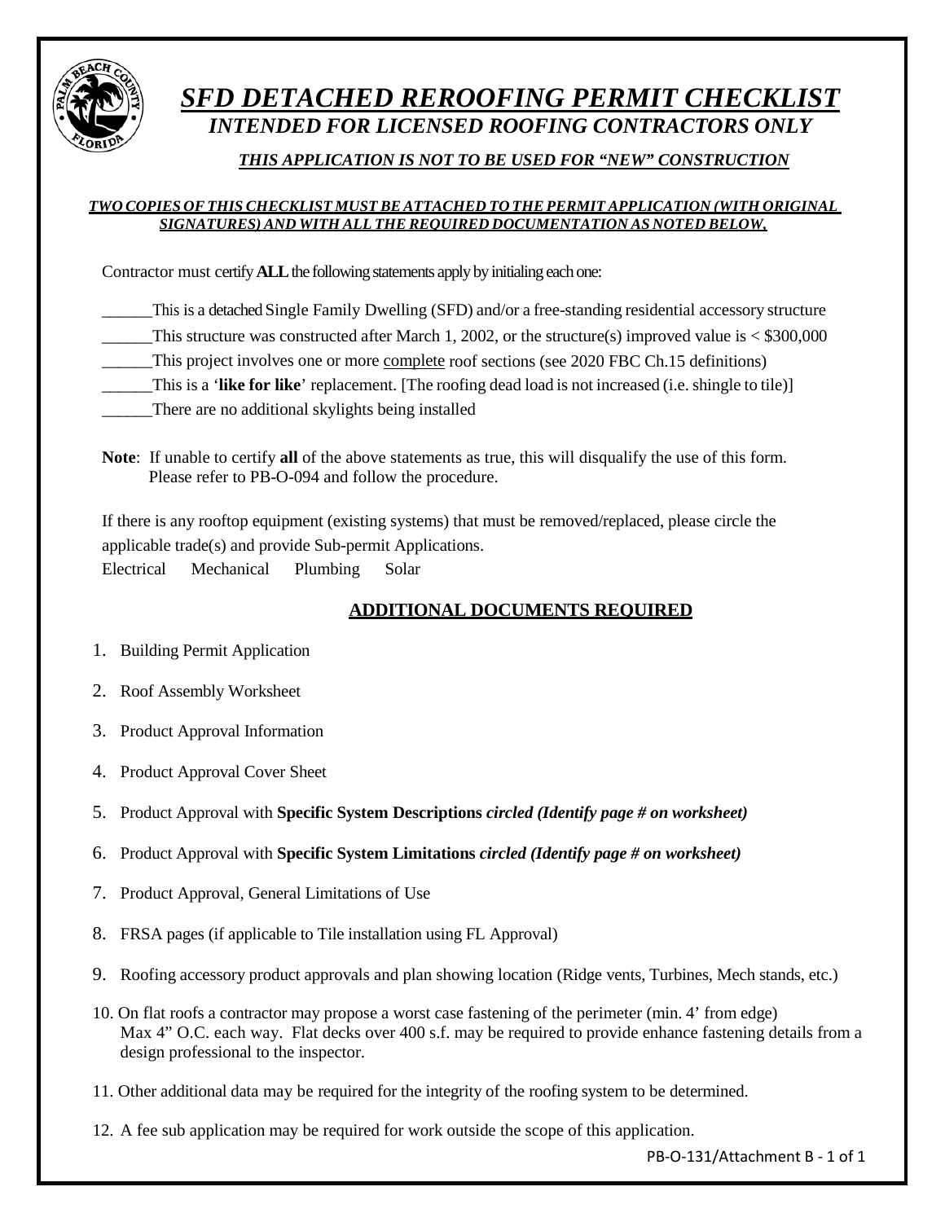# *SFD DETACHED REROOFING PERMIT CHECKLIST*

## *INTENDED FOR LICENSED ROOFING CONTRACTORS ONLY*

***THIS APPLICATION IS NOT TO BE USED FOR "NEW" CONSTRUCTION***

***TWO COPIES OF THIS CHECKLIST MUST BE ATTACHED TO THE PERMIT APPLICATION (WITH ORIGINAL SIGNATURES) AND WITH ALL THE REQUIRED DOCUMENTATION AS NOTED BELOW.***

Contractor must certify **ALL** the following statements apply by initialing each one:

______This is a detached Single Family Dwelling (SFD) and/or a free-standing residential accessory structure

______This structure was constructed after March 1, 2002, or the structure(s) improved value is < $300,000

______This project involves one or more complete roof sections (see 2020 FBC Ch.15 definitions)

______This is a '**like for like**' replacement. [The roofing dead load is not increased (i.e. shingle to tile)]

______There are no additional skylights being installed

**Note**: If unable to certify **all** of the above statements as true, this will disqualify the use of this form. Please refer to PB-O-094 and follow the procedure.

If there is any rooftop equipment (existing systems) that must be removed/replaced, please circle the applicable trade(s) and provide Sub-permit Applications.

Electrical Mechanical Plumbing Solar

## ADDITIONAL DOCUMENTS REQUIRED

1. Building Permit Application
2. Roof Assembly Worksheet
3. Product Approval Information
4. Product Approval Cover Sheet
5. Product Approval with **Specific System Descriptions** ***circled (Identify page # on worksheet)***
6. Product Approval with **Specific System Limitations** ***circled (Identify page # on worksheet)***
7. Product Approval, General Limitations of Use
8. FRSA pages (if applicable to Tile installation using FL Approval)
9. Roofing accessory product approvals and plan showing location (Ridge vents, Turbines, Mech stands, etc.)
10. On flat roofs a contractor may propose a worst case fastening of the perimeter (min. 4' from edge) Max 4" O.C. each way. Flat decks over 400 s.f. may be required to provide enhance fastening details from a design professional to the inspector.
11. Other additional data may be required for the integrity of the roofing system to be determined.
12. A fee sub application may be required for work outside the scope of this application.

PB-O-131/Attachment B